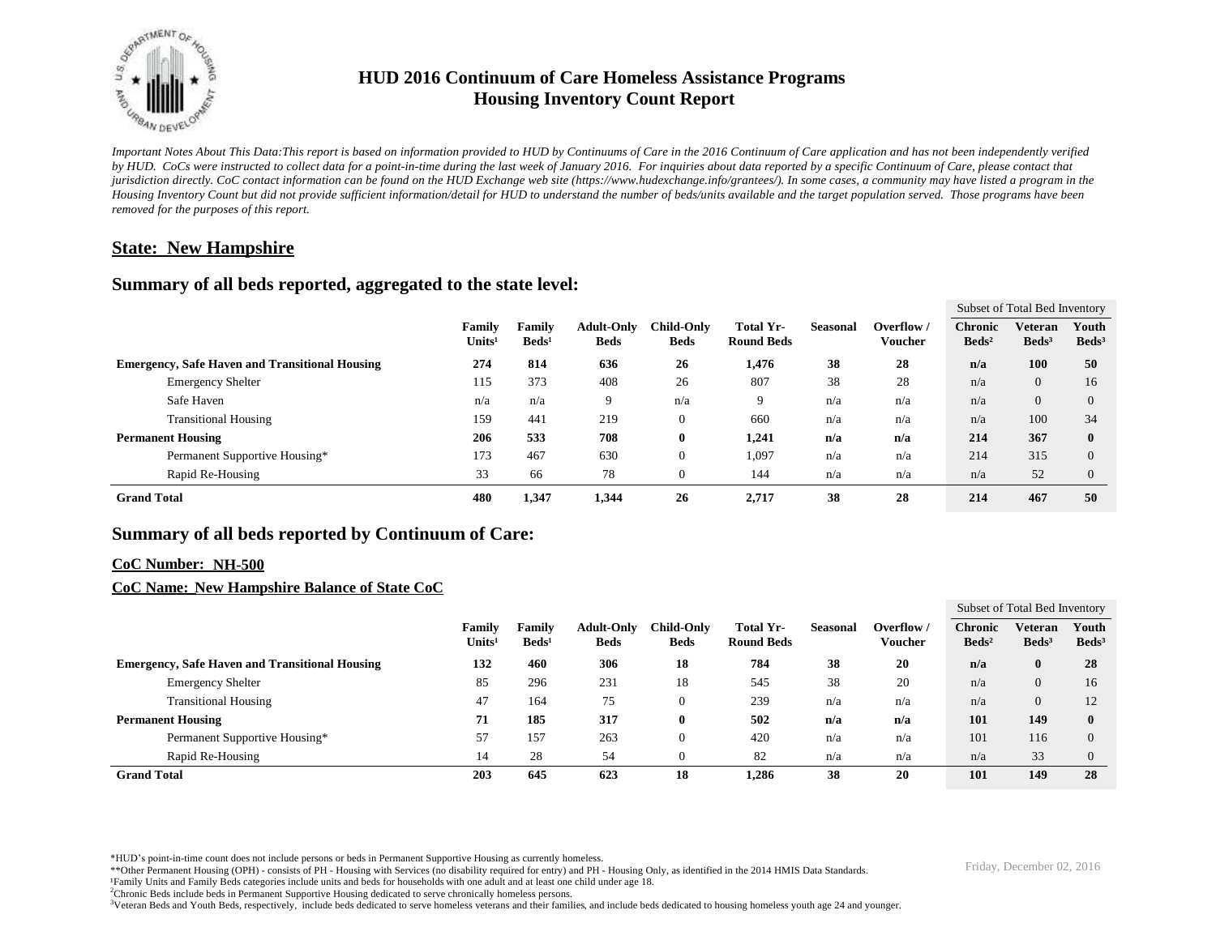# HUD 2016 Continuum of Care Homeless Assistance Programs
## Housing Inventory Count Report

*Important Notes About This Data:This report is based on information provided to HUD by Continuums of Care in the 2016 Continuum of Care application and has not been independently verified by HUD. CoCs were instructed to collect data for a point-in-time during the last week of January 2016. For inquiries about data reported by a specific Continuum of Care, please contact that jurisdiction directly. CoC contact information can be found on the HUD Exchange web site (https://www.hudexchange.info/grantees/). In some cases, a community may have listed a program in the Housing Inventory Count but did not provide sufficient information/detail for HUD to understand the number of beds/units available and the target population served. Those programs have been removed for the purposes of this report.*

### State: New Hampshire

### Summary of all beds reported, aggregated to the state level:

| | Family Units[1] | Family Beds[1] | Adult-Only Beds | Child-Only Beds | Total Yr-Round Beds | Seasonal | Overflow / Voucher | Subset of Total Bed Inventory: Chronic Beds[2] | Veteran Beds[3] | Youth Beds[3] |
|---|---|---|---|---|---|---|---|---|---|---|
| **Emergency, Safe Haven and Transitional Housing** | **274** | **814** | **636** | **26** | **1,476** | **38** | **28** | **n/a** | **100** | **50** |
| Emergency Shelter | 115 | 373 | 408 | 26 | 807 | 38 | 28 | n/a | 0 | 16 |
| Safe Haven | n/a | n/a | 9 | n/a | 9 | n/a | n/a | n/a | 0 | 0 |
| Transitional Housing | 159 | 441 | 219 | 0 | 660 | n/a | n/a | n/a | 100 | 34 |
| **Permanent Housing** | **206** | **533** | **708** | **0** | **1,241** | **n/a** | **n/a** | **214** | **367** | **0** |
| Permanent Supportive Housing* | 173 | 467 | 630 | 0 | 1,097 | n/a | n/a | 214 | 315 | 0 |
| Rapid Re-Housing | 33 | 66 | 78 | 0 | 144 | n/a | n/a | n/a | 52 | 0 |
| **Grand Total** | **480** | **1,347** | **1,344** | **26** | **2,717** | **38** | **28** | **214** | **467** | **50** |

### Summary of all beds reported by Continuum of Care:

**CoC Number: NH-500**

**CoC Name: New Hampshire Balance of State CoC**

| | Family Units[1] | Family Beds[1] | Adult-Only Beds | Child-Only Beds | Total Yr-Round Beds | Seasonal | Overflow / Voucher | Subset of Total Bed Inventory: Chronic Beds[2] | Veteran Beds[3] | Youth Beds[3] |
|---|---|---|---|---|---|---|---|---|---|---|
| **Emergency, Safe Haven and Transitional Housing** | **132** | **460** | **306** | **18** | **784** | **38** | **20** | **n/a** | **0** | **28** |
| Emergency Shelter | 85 | 296 | 231 | 18 | 545 | 38 | 20 | n/a | 0 | 16 |
| Transitional Housing | 47 | 164 | 75 | 0 | 239 | n/a | n/a | n/a | 0 | 12 |
| **Permanent Housing** | **71** | **185** | **317** | **0** | **502** | **n/a** | **n/a** | **101** | **149** | **0** |
| Permanent Supportive Housing* | 57 | 157 | 263 | 0 | 420 | n/a | n/a | 101 | 116 | 0 |
| Rapid Re-Housing | 14 | 28 | 54 | 0 | 82 | n/a | n/a | n/a | 33 | 0 |
| **Grand Total** | **203** | **645** | **623** | **18** | **1,286** | **38** | **20** | **101** | **149** | **28** |

*HUD's point-in-time count does not include persons or beds in Permanent Supportive Housing as currently homeless.

**Other Permanent Housing (OPH) - consists of PH - Housing with Services (no disability required for entry) and PH - Housing Only, as identified in the 2014 HMIS Data Standards.

[1]Family Units and Family Beds categories include units and beds for households with one adult and at least one child under age 18.

[2]Chronic Beds include beds in Permanent Supportive Housing dedicated to serve chronically homeless persons.

[3]Veteran Beds and Youth Beds, respectively, include beds dedicated to serve homeless veterans and their families, and include beds dedicated to housing homeless youth age 24 and younger.

Friday, December 02, 2016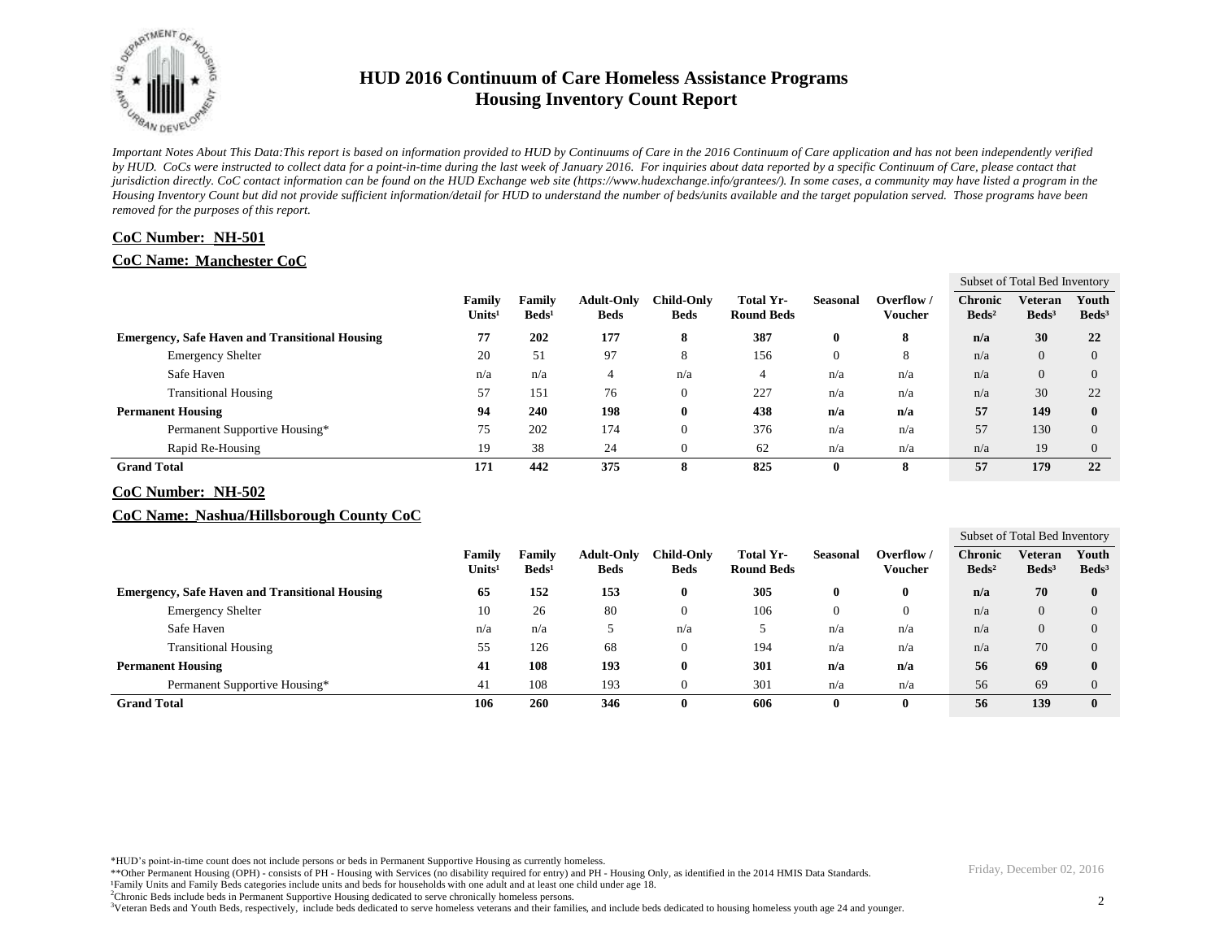# HUD 2016 Continuum of Care Homeless Assistance Programs
## Housing Inventory Count Report

*Important Notes About This Data:This report is based on information provided to HUD by Continuums of Care in the 2016 Continuum of Care application and has not been independently verified by HUD. CoCs were instructed to collect data for a point-in-time during the last week of January 2016. For inquiries about data reported by a specific Continuum of Care, please contact that jurisdiction directly. CoC contact information can be found on the HUD Exchange web site (https://www.hudexchange.info/grantees/). In some cases, a community may have listed a program in the Housing Inventory Count but did not provide sufficient information/detail for HUD to understand the number of beds/units available and the target population served. Those programs have been removed for the purposes of this report.*

**CoC Number: NH-501**

**CoC Name: Manchester CoC**

| | Family Units[1] | Family Beds[1] | Adult-Only Beds | Child-Only Beds | Total Yr-Round Beds | Seasonal | Overflow / Voucher | Subset of Total Bed Inventory: Chronic Beds[2] | Veteran Beds[3] | Youth Beds[3] |
|---|---|---|---|---|---|---|---|---|---|---|
| **Emergency, Safe Haven and Transitional Housing** | **77** | **202** | **177** | **8** | **387** | **0** | **8** | **n/a** | **30** | **22** |
| Emergency Shelter | 20 | 51 | 97 | 8 | 156 | 0 | 8 | n/a | 0 | 0 |
| Safe Haven | n/a | n/a | 4 | n/a | 4 | n/a | n/a | n/a | 0 | 0 |
| Transitional Housing | 57 | 151 | 76 | 0 | 227 | n/a | n/a | n/a | 30 | 22 |
| **Permanent Housing** | **94** | **240** | **198** | **0** | **438** | **n/a** | **n/a** | **57** | **149** | **0** |
| Permanent Supportive Housing* | 75 | 202 | 174 | 0 | 376 | n/a | n/a | 57 | 130 | 0 |
| Rapid Re-Housing | 19 | 38 | 24 | 0 | 62 | n/a | n/a | n/a | 19 | 0 |
| **Grand Total** | **171** | **442** | **375** | **8** | **825** | **0** | **8** | **57** | **179** | **22** |

**CoC Number: NH-502**

**CoC Name: Nashua/Hillsborough County CoC**

| | Family Units[1] | Family Beds[1] | Adult-Only Beds | Child-Only Beds | Total Yr-Round Beds | Seasonal | Overflow / Voucher | Subset of Total Bed Inventory: Chronic Beds[2] | Veteran Beds[3] | Youth Beds[3] |
|---|---|---|---|---|---|---|---|---|---|---|
| **Emergency, Safe Haven and Transitional Housing** | **65** | **152** | **153** | **0** | **305** | **0** | **0** | **n/a** | **70** | **0** |
| Emergency Shelter | 10 | 26 | 80 | 0 | 106 | 0 | 0 | n/a | 0 | 0 |
| Safe Haven | n/a | n/a | 5 | n/a | 5 | n/a | n/a | n/a | 0 | 0 |
| Transitional Housing | 55 | 126 | 68 | 0 | 194 | n/a | n/a | n/a | 70 | 0 |
| **Permanent Housing** | **41** | **108** | **193** | **0** | **301** | **n/a** | **n/a** | **56** | **69** | **0** |
| Permanent Supportive Housing* | 41 | 108 | 193 | 0 | 301 | n/a | n/a | 56 | 69 | 0 |
| **Grand Total** | **106** | **260** | **346** | **0** | **606** | **0** | **0** | **56** | **139** | **0** |

*HUD's point-in-time count does not include persons or beds in Permanent Supportive Housing as currently homeless.

**Other Permanent Housing (OPH) - consists of PH - Housing with Services (no disability required for entry) and PH - Housing Only, as identified in the 2014 HMIS Data Standards.

[1]Family Units and Family Beds categories include units and beds for households with one adult and at least one child under age 18.

[2]Chronic Beds include beds in Permanent Supportive Housing dedicated to serve chronically homeless persons.

[3]Veteran Beds and Youth Beds, respectively, include beds dedicated to serve homeless veterans and their families, and include beds dedicated to housing homeless youth age 24 and younger.

Friday, December 02, 2016